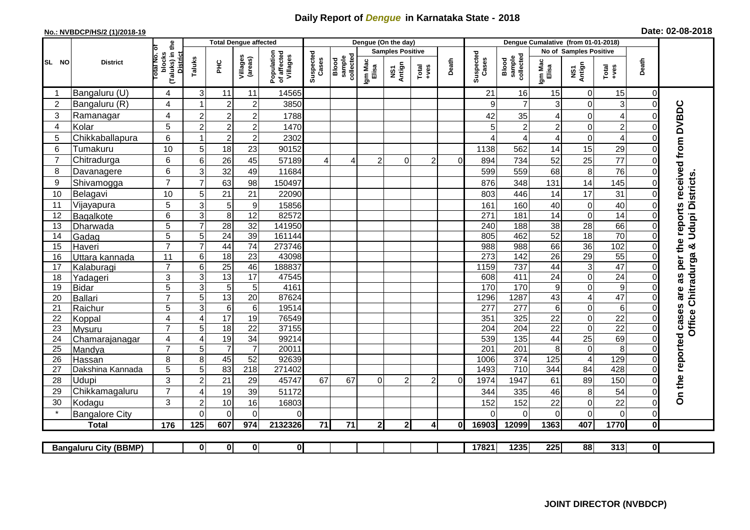# Daily Report of *Dengue* in Karnataka State - 2018

**No.: NVBDCP/HS/2 (1)/2018-19**

**Date: 02-08-2018**

| SL NO | District | Total No. of blocks (Taluks) in the District | Total Dengue affected | | | | Dengue (On the day) | | | | | | | Dengue Cumalative (from 01-01-2018) | | | | | | | |
|---|---|---|---|---|---|---|---|---|---|---|---|---|---|---|---|---|---|---|---|---|
| | | | Taluks | PHC | Villages (areas) | Population of affected Villages | Suspected Cases | Blood sample collected | Samples Positive | | | Death | Suspected Cases | Blood sample collected | No of Samples Positive | | | Death | |
| | | | | | | | | | Igm Mac Elisa | NS1 Antign | Total +ves | | | | Igm Mac Elisa | NS1 Antign | Total +ves | | |
| 1 | Bangaluru (U) | 4 | 3 | 11 | 11 | 14565 | | | | | | | 21 | 16 | 15 | 0 | 15 | 0 | On the reported cases are as per the reports received from DVBDC Office Chitradurga & Udupi Districts. |
| 2 | Bangaluru (R) | 4 | 1 | 2 | 2 | 3850 | | | | | | | 9 | 7 | 3 | 0 | 3 | 0 | |
| 3 | Ramanagar | 4 | 2 | 2 | 2 | 1788 | | | | | | | 42 | 35 | 4 | 0 | 4 | 0 | |
| 4 | Kolar | 5 | 2 | 2 | 2 | 1470 | | | | | | | 5 | 2 | 2 | 0 | 2 | 0 | |
| 5 | Chikkaballapura | 6 | 1 | 2 | 2 | 2302 | | | | | | | 4 | 4 | 4 | 0 | 4 | 0 | |
| 6 | Tumakuru | 10 | 5 | 18 | 23 | 90152 | | | | | | | 1138 | 562 | 14 | 15 | 29 | 0 | |
| 7 | Chitradurga | 6 | 6 | 26 | 45 | 57189 | 4 | 4 | 2 | 0 | 2 | 0 | 894 | 734 | 52 | 25 | 77 | 0 | |
| 8 | Davanagere | 6 | 3 | 32 | 49 | 11684 | | | | | | | 599 | 559 | 68 | 8 | 76 | 0 | |
| 9 | Shivamogga | 7 | 7 | 63 | 98 | 150497 | | | | | | | 876 | 348 | 131 | 14 | 145 | 0 | |
| 10 | Belagavi | 10 | 5 | 21 | 21 | 22090 | | | | | | | 803 | 446 | 14 | 17 | 31 | 0 | |
| 11 | Vijayapura | 5 | 3 | 5 | 9 | 15856 | | | | | | | 161 | 160 | 40 | 0 | 40 | 0 | |
| 12 | Bagalkote | 6 | 3 | 8 | 12 | 82572 | | | | | | | 271 | 181 | 14 | 0 | 14 | 0 | |
| 13 | Dharwada | 5 | 7 | 28 | 32 | 141950 | | | | | | | 240 | 188 | 38 | 28 | 66 | 0 | |
| 14 | Gadag | 5 | 5 | 24 | 39 | 161144 | | | | | | | 805 | 462 | 52 | 18 | 70 | 0 | |
| 15 | Haveri | 7 | 7 | 44 | 74 | 273746 | | | | | | | 988 | 988 | 66 | 36 | 102 | 0 | |
| 16 | Uttara kannada | 11 | 6 | 18 | 23 | 43098 | | | | | | | 273 | 142 | 26 | 29 | 55 | 0 | |
| 17 | Kalaburagi | 7 | 6 | 25 | 46 | 188837 | | | | | | | 1159 | 737 | 44 | 3 | 47 | 0 | |
| 18 | Yadageri | 3 | 3 | 13 | 17 | 47545 | | | | | | | 608 | 411 | 24 | 0 | 24 | 0 | |
| 19 | Bidar | 5 | 3 | 5 | 5 | 4161 | | | | | | | 170 | 170 | 9 | 0 | 9 | 0 | |
| 20 | Ballari | 7 | 5 | 13 | 20 | 87624 | | | | | | | 1296 | 1287 | 43 | 4 | 47 | 0 | |
| 21 | Raichur | 5 | 3 | 6 | 6 | 19514 | | | | | | | 277 | 277 | 6 | 0 | 6 | 0 | |
| 22 | Koppal | 4 | 4 | 17 | 19 | 76549 | | | | | | | 351 | 325 | 22 | 0 | 22 | 0 | |
| 23 | Mysuru | 7 | 5 | 18 | 22 | 37155 | | | | | | | 204 | 204 | 22 | 0 | 22 | 0 | |
| 24 | Chamarajanagar | 4 | 4 | 19 | 34 | 99214 | | | | | | | 539 | 135 | 44 | 25 | 69 | 0 | |
| 25 | Mandya | 7 | 5 | 7 | 7 | 20011 | | | | | | | 201 | 201 | 8 | 0 | 8 | 0 | |
| 26 | Hassan | 8 | 8 | 45 | 52 | 92639 | | | | | | | 1006 | 374 | 125 | 4 | 129 | 0 | |
| 27 | Dakshina Kannada | 5 | 5 | 83 | 218 | 271402 | | | | | | | 1493 | 710 | 344 | 84 | 428 | 0 | |
| 28 | Udupi | 3 | 2 | 21 | 29 | 45747 | 67 | 67 | 0 | 2 | 2 | 0 | 1974 | 1947 | 61 | 89 | 150 | 0 | |
| 29 | Chikkamagaluru | 7 | 4 | 19 | 39 | 51172 | | | | | | | 344 | 335 | 46 | 8 | 54 | 0 | |
| 30 | Kodagu | 3 | 2 | 10 | 16 | 16803 | | | | | | | 152 | 152 | 22 | 0 | 22 | 0 | |
| * | Bangalore City | | 0 | 0 | 0 | 0 | | | | | | | 0 | 0 | 0 | 0 | 0 | 0 | |
| **Total** | | **176** | **125** | **607** | **974** | **2132326** | **71** | **71** | **2** | **2** | **4** | **0** | **16903** | **12099** | **1363** | **407** | **1770** | **0** | |

| Bangaluru City (BBMP) | | 0 | 0 | 0 | 0 | | | | | | | 17821 | 1235 | 225 | 88 | 313 | 0 |
|---|---|---|---|---|---|---|---|---|---|---|---|---|---|---|---|---|---|

**JOINT DIRECTOR (NVBDCP)**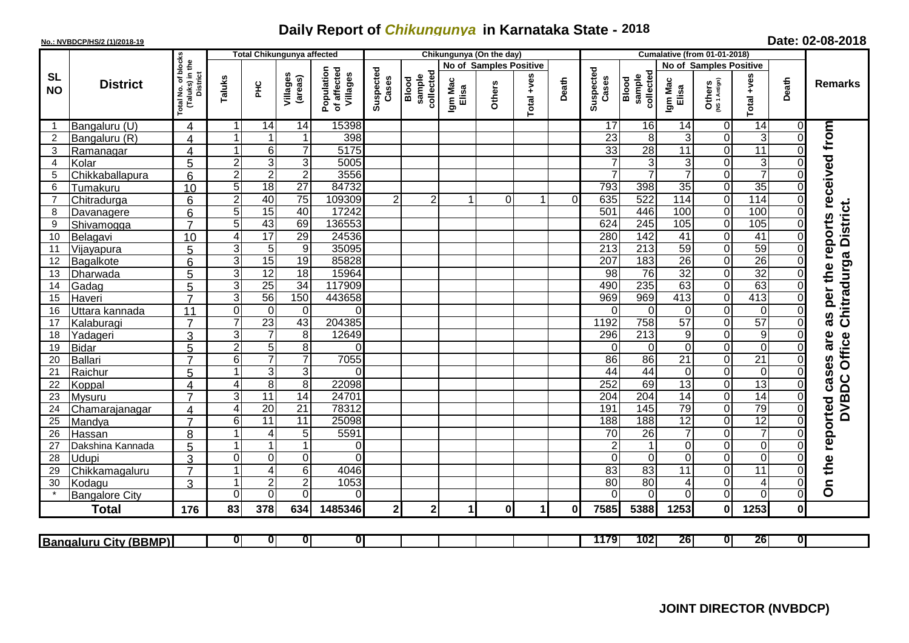# Daily Report of *Chikungunya* in Karnataka State - 2018

**No.: NVBDCP/HS/2 (1)/2018-19**

**Date: 02-08-2018**

| SL NO | District | Total No. of blocks (Taluks) in the District | Total Chikungunya affected | | | | Chikungunya (On the day) | | | | | | | Cumalative (from 01-01-2018) | | | | | | | Remarks |
|---|---|---|---|---|---|---|---|---|---|---|---|---|---|---|---|---|---|---|---|---|---|
| | | | Taluks | PHC | Villages (areas) | Population of affected Villages | Suspected Cases | Blood sample collected | No of Samples Positive | | | Death | Suspected Cases | Blood sample collected | No of Samples Positive | | | Death | |
| | | | | | | | | | Igm Mac Elisa | Others | Total +ves | | | | Igm Mac Elisa | Others (NS 1 Antign) | Total +ves | | |
| 1 | Bangaluru (U) | 4 | 1 | 14 | 14 | 15398 | | | | | | | 17 | 16 | 14 | 0 | 14 | 0 | On the reported cases are as per the reports received from DVBDC Office Chitradurga District. |
| 2 | Bangaluru (R) | 4 | 1 | 1 | 1 | 398 | | | | | | | 23 | 8 | 3 | 0 | 3 | 0 | |
| 3 | Ramanagar | 4 | 1 | 6 | 7 | 5175 | | | | | | | 33 | 28 | 11 | 0 | 11 | 0 | |
| 4 | Kolar | 5 | 2 | 3 | 3 | 5005 | | | | | | | 7 | 3 | 3 | 0 | 3 | 0 | |
| 5 | Chikkaballapura | 6 | 2 | 2 | 2 | 3556 | | | | | | | 7 | 7 | 7 | 0 | 7 | 0 | |
| 6 | Tumakuru | 10 | 5 | 18 | 27 | 84732 | | | | | | | 793 | 398 | 35 | 0 | 35 | 0 | |
| 7 | Chitradurga | 6 | 2 | 40 | 75 | 109309 | 2 | 2 | 1 | 0 | 1 | 0 | 635 | 522 | 114 | 0 | 114 | 0 | |
| 8 | Davanagere | 6 | 5 | 15 | 40 | 17242 | | | | | | | 501 | 446 | 100 | 0 | 100 | 0 | |
| 9 | Shivamogga | 7 | 5 | 43 | 69 | 136553 | | | | | | | 624 | 245 | 105 | 0 | 105 | 0 | |
| 10 | Belagavi | 10 | 4 | 17 | 29 | 24536 | | | | | | | 280 | 142 | 41 | 0 | 41 | 0 | |
| 11 | Vijayapura | 5 | 3 | 5 | 9 | 35095 | | | | | | | 213 | 213 | 59 | 0 | 59 | 0 | |
| 12 | Bagalkote | 6 | 3 | 15 | 19 | 85828 | | | | | | | 207 | 183 | 26 | 0 | 26 | 0 | |
| 13 | Dharwada | 5 | 3 | 12 | 18 | 15964 | | | | | | | 98 | 76 | 32 | 0 | 32 | 0 | |
| 14 | Gadag | 5 | 3 | 25 | 34 | 117909 | | | | | | | 490 | 235 | 63 | 0 | 63 | 0 | |
| 15 | Haveri | 7 | 3 | 56 | 150 | 443658 | | | | | | | 969 | 969 | 413 | 0 | 413 | 0 | |
| 16 | Uttara kannada | 11 | 0 | 0 | 0 | 0 | | | | | | | 0 | 0 | 0 | 0 | 0 | 0 | |
| 17 | Kalaburagi | 7 | 7 | 23 | 43 | 204385 | | | | | | | 1192 | 758 | 57 | 0 | 57 | 0 | |
| 18 | Yadageri | 3 | 3 | 7 | 8 | 12649 | | | | | | | 296 | 213 | 9 | 0 | 9 | 0 | |
| 19 | Bidar | 5 | 2 | 5 | 8 | 0 | | | | | | | 0 | 0 | 0 | 0 | 0 | 0 | |
| 20 | Ballari | 7 | 6 | 7 | 7 | 7055 | | | | | | | 86 | 86 | 21 | 0 | 21 | 0 | |
| 21 | Raichur | 5 | 1 | 3 | 3 | 0 | | | | | | | 44 | 44 | 0 | 0 | 0 | 0 | |
| 22 | Koppal | 4 | 4 | 8 | 8 | 22098 | | | | | | | 252 | 69 | 13 | 0 | 13 | 0 | |
| 23 | Mysuru | 7 | 3 | 11 | 14 | 24701 | | | | | | | 204 | 204 | 14 | 0 | 14 | 0 | |
| 24 | Chamarajanagar | 4 | 4 | 20 | 21 | 78312 | | | | | | | 191 | 145 | 79 | 0 | 79 | 0 | |
| 25 | Mandya | 7 | 6 | 11 | 11 | 25098 | | | | | | | 188 | 188 | 12 | 0 | 12 | 0 | |
| 26 | Hassan | 8 | 1 | 4 | 5 | 5591 | | | | | | | 70 | 26 | 7 | 0 | 7 | 0 | |
| 27 | Dakshina Kannada | 5 | 1 | 1 | 1 | 0 | | | | | | | 2 | 1 | 0 | 0 | 0 | 0 | |
| 28 | Udupi | 3 | 0 | 0 | 0 | 0 | | | | | | | 0 | 0 | 0 | 0 | 0 | 0 | |
| 29 | Chikkamagaluru | 7 | 1 | 4 | 6 | 4046 | | | | | | | 83 | 83 | 11 | 0 | 11 | 0 | |
| 30 | Kodagu | 3 | 1 | 2 | 2 | 1053 | | | | | | | 80 | 80 | 4 | 0 | 4 | 0 | |
| * | Bangalore City | | 0 | 0 | 0 | 0 | | | | | | | 0 | 0 | 0 | 0 | 0 | 0 | |
| **Total** | | **176** | **83** | **378** | **634** | **1485346** | **2** | **2** | **1** | **0** | **1** | **0** | **7585** | **5388** | **1253** | **0** | **1253** | **0** | |

| Bangaluru City (BBMP) | | 0 | 0 | 0 | 0 | | | | | | | 1179 | 102 | 26 | 0 | 26 | 0 | |
|---|---|---|---|---|---|---|---|---|---|---|---|---|---|---|---|---|---|---|

**JOINT DIRECTOR (NVBDCP)**